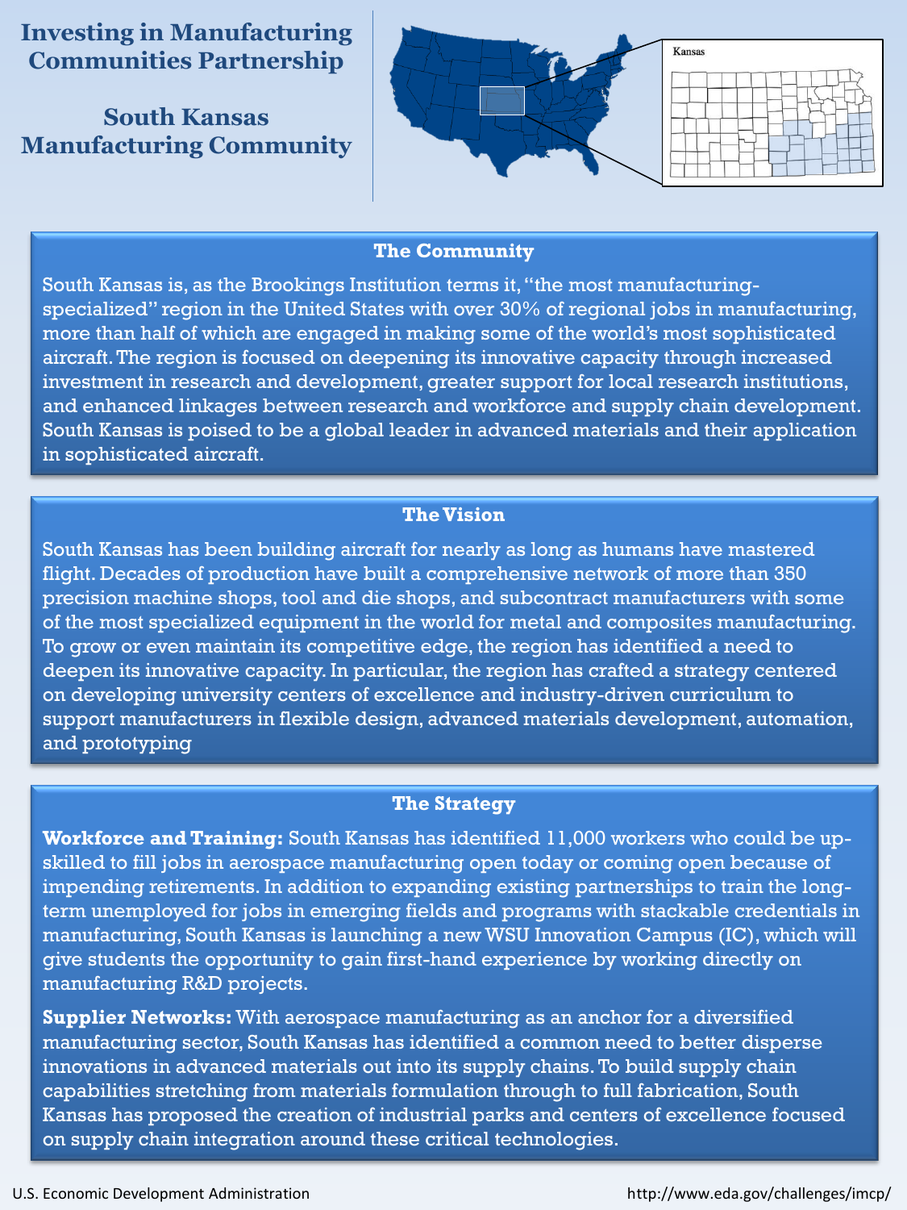# Investing in Manufacturing Communities Partnership

## South Kansas Manufacturing Community

### The Community

South Kansas is, as the Brookings Institution terms it, "the most manufacturing-specialized" region in the United States with over 30% of regional jobs in manufacturing, more than half of which are engaged in making some of the world's most sophisticated aircraft. The region is focused on deepening its innovative capacity through increased investment in research and development, greater support for local research institutions, and enhanced linkages between research and workforce and supply chain development. South Kansas is poised to be a global leader in advanced materials and their application in sophisticated aircraft.

### The Vision

South Kansas has been building aircraft for nearly as long as humans have mastered flight. Decades of production have built a comprehensive network of more than 350 precision machine shops, tool and die shops, and subcontract manufacturers with some of the most specialized equipment in the world for metal and composites manufacturing. To grow or even maintain its competitive edge, the region has identified a need to deepen its innovative capacity. In particular, the region has crafted a strategy centered on developing university centers of excellence and industry-driven curriculum to support manufacturers in flexible design, advanced materials development, automation, and prototyping

### The Strategy

**Workforce and Training:** South Kansas has identified 11,000 workers who could be up-skilled to fill jobs in aerospace manufacturing open today or coming open because of impending retirements. In addition to expanding existing partnerships to train the long-term unemployed for jobs in emerging fields and programs with stackable credentials in manufacturing, South Kansas is launching a new WSU Innovation Campus (IC), which will give students the opportunity to gain first-hand experience by working directly on manufacturing R&D projects.

**Supplier Networks:** With aerospace manufacturing as an anchor for a diversified manufacturing sector, South Kansas has identified a common need to better disperse innovations in advanced materials out into its supply chains. To build supply chain capabilities stretching from materials formulation through to full fabrication, South Kansas has proposed the creation of industrial parks and centers of excellence focused on supply chain integration around these critical technologies.

U.S. Economic Development Administration

http://www.eda.gov/challenges/imcp/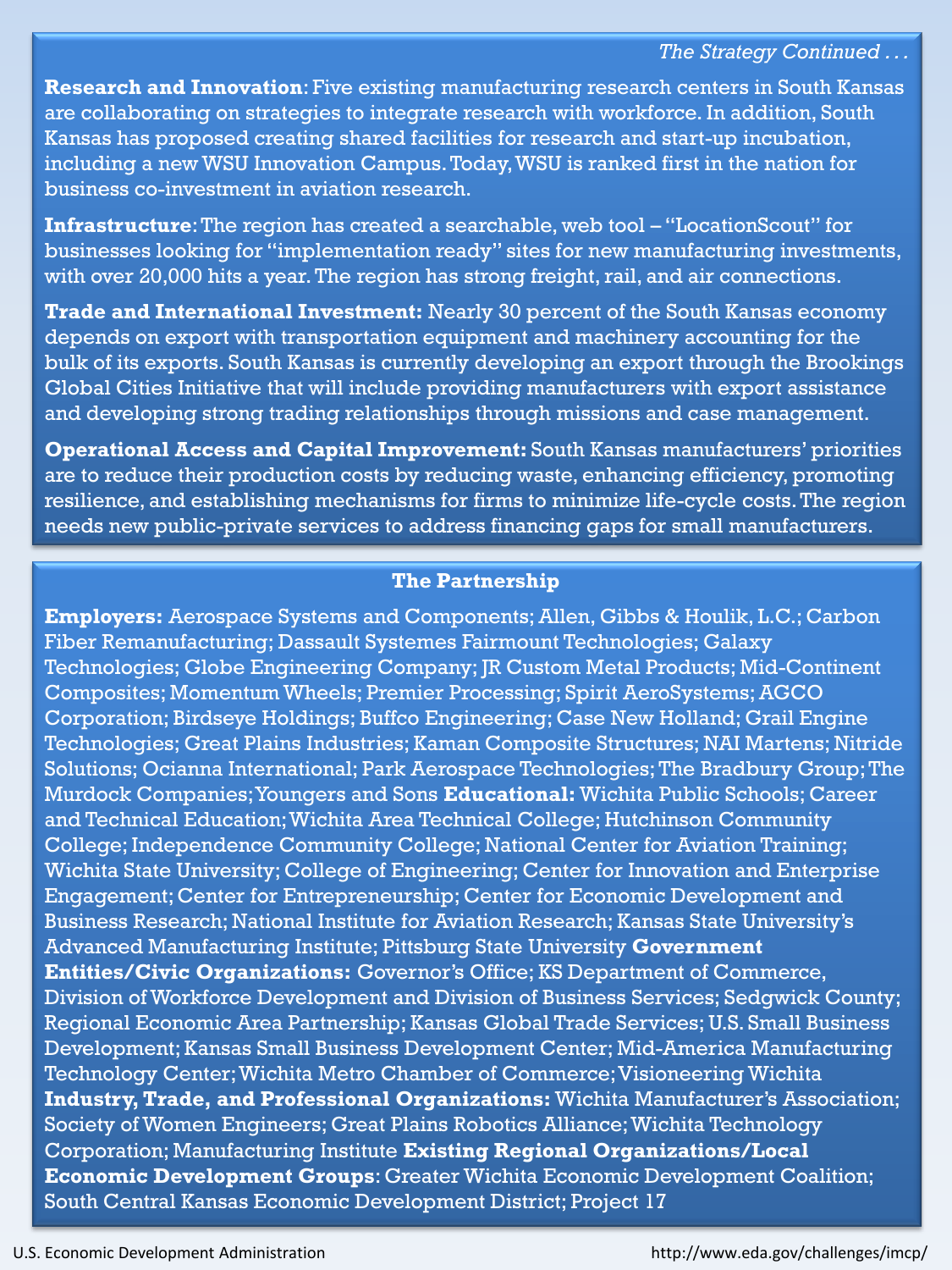*The Strategy Continued . . .*

**Research and Innovation**: Five existing manufacturing research centers in South Kansas are collaborating on strategies to integrate research with workforce. In addition, South Kansas has proposed creating shared facilities for research and start-up incubation, including a new WSU Innovation Campus. Today, WSU is ranked first in the nation for business co-investment in aviation research.

**Infrastructure**: The region has created a searchable, web tool – "LocationScout" for businesses looking for "implementation ready" sites for new manufacturing investments, with over 20,000 hits a year. The region has strong freight, rail, and air connections.

**Trade and International Investment:** Nearly 30 percent of the South Kansas economy depends on export with transportation equipment and machinery accounting for the bulk of its exports. South Kansas is currently developing an export through the Brookings Global Cities Initiative that will include providing manufacturers with export assistance and developing strong trading relationships through missions and case management.

**Operational Access and Capital Improvement:** South Kansas manufacturers' priorities are to reduce their production costs by reducing waste, enhancing efficiency, promoting resilience, and establishing mechanisms for firms to minimize life-cycle costs. The region needs new public-private services to address financing gaps for small manufacturers.

## The Partnership

**Employers:** Aerospace Systems and Components; Allen, Gibbs & Houlik, L.C.; Carbon Fiber Remanufacturing; Dassault Systemes Fairmount Technologies; Galaxy Technologies; Globe Engineering Company; JR Custom Metal Products; Mid-Continent Composites; Momentum Wheels; Premier Processing; Spirit AeroSystems; AGCO Corporation; Birdseye Holdings; Buffco Engineering; Case New Holland; Grail Engine Technologies; Great Plains Industries; Kaman Composite Structures; NAI Martens; Nitride Solutions; Ocianna International; Park Aerospace Technologies; The Bradbury Group; The Murdock Companies; Youngers and Sons **Educational:** Wichita Public Schools; Career and Technical Education; Wichita Area Technical College; Hutchinson Community College; Independence Community College; National Center for Aviation Training; Wichita State University; College of Engineering; Center for Innovation and Enterprise Engagement; Center for Entrepreneurship; Center for Economic Development and Business Research; National Institute for Aviation Research; Kansas State University's Advanced Manufacturing Institute; Pittsburg State University **Government Entities/Civic Organizations:** Governor's Office; KS Department of Commerce, Division of Workforce Development and Division of Business Services; Sedgwick County; Regional Economic Area Partnership; Kansas Global Trade Services; U.S. Small Business Development; Kansas Small Business Development Center; Mid-America Manufacturing Technology Center; Wichita Metro Chamber of Commerce; Visioneering Wichita **Industry, Trade, and Professional Organizations:** Wichita Manufacturer's Association; Society of Women Engineers; Great Plains Robotics Alliance; Wichita Technology Corporation; Manufacturing Institute **Existing Regional Organizations/Local Economic Development Groups**: Greater Wichita Economic Development Coalition; South Central Kansas Economic Development District; Project 17